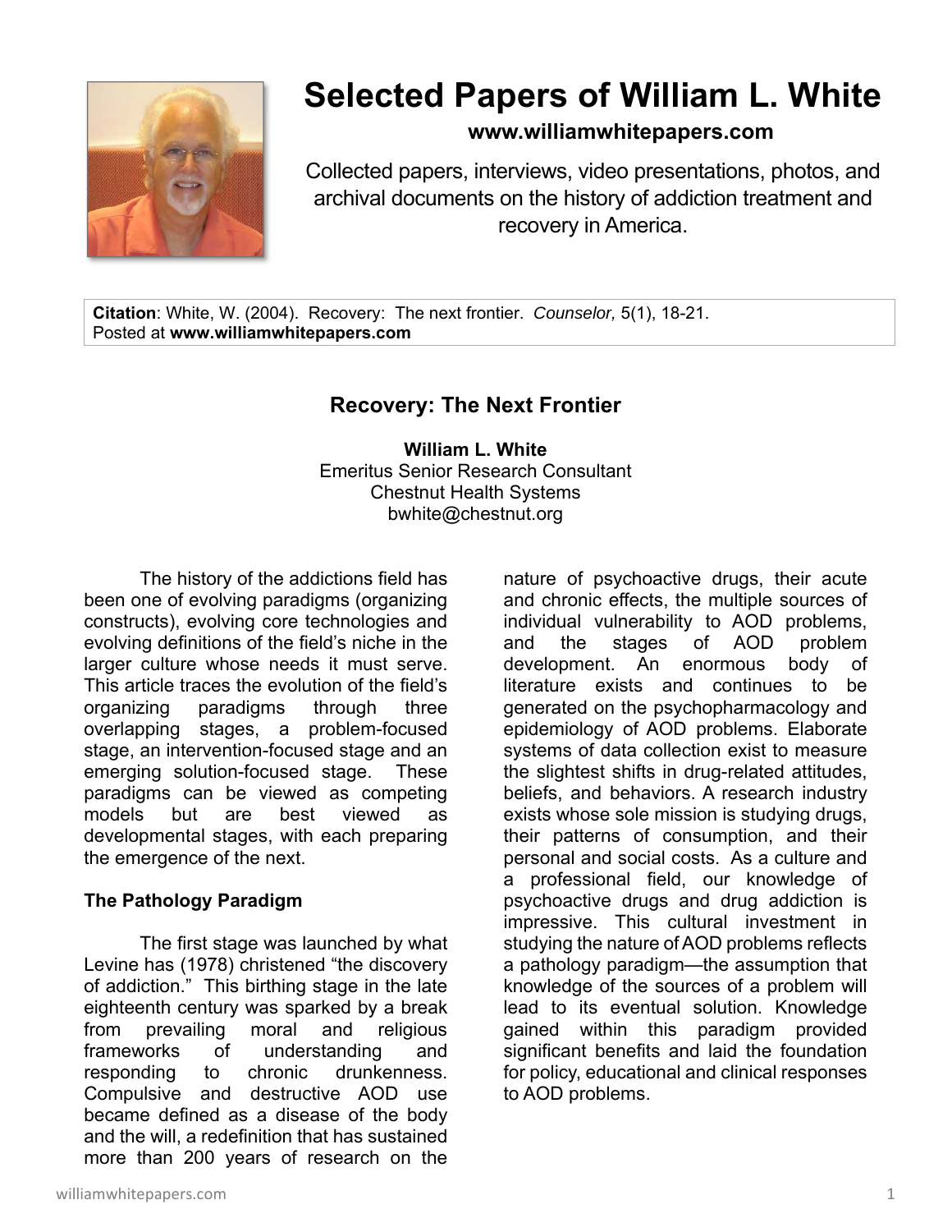# Selected Papers of William L. White

**www.williamwhitepapers.com**

Collected papers, interviews, video presentations, photos, and archival documents on the history of addiction treatment and recovery in America.

**Citation**: White, W. (2004). Recovery: The next frontier. *Counselor,* 5(1), 18-21.
Posted at **www.williamwhitepapers.com**

## Recovery: The Next Frontier

**William L. White**
Emeritus Senior Research Consultant
Chestnut Health Systems
bwhite@chestnut.org

The history of the addictions field has been one of evolving paradigms (organizing constructs), evolving core technologies and evolving definitions of the field's niche in the larger culture whose needs it must serve. This article traces the evolution of the field's organizing paradigms through three overlapping stages, a problem-focused stage, an intervention-focused stage and an emerging solution-focused stage. These paradigms can be viewed as competing models but are best viewed as developmental stages, with each preparing the emergence of the next.

### The Pathology Paradigm

The first stage was launched by what Levine has (1978) christened "the discovery of addiction." This birthing stage in the late eighteenth century was sparked by a break from prevailing moral and religious frameworks of understanding and responding to chronic drunkenness. Compulsive and destructive AOD use became defined as a disease of the body and the will, a redefinition that has sustained more than 200 years of research on the nature of psychoactive drugs, their acute and chronic effects, the multiple sources of individual vulnerability to AOD problems, and the stages of AOD problem development. An enormous body of literature exists and continues to be generated on the psychopharmacology and epidemiology of AOD problems. Elaborate systems of data collection exist to measure the slightest shifts in drug-related attitudes, beliefs, and behaviors. A research industry exists whose sole mission is studying drugs, their patterns of consumption, and their personal and social costs. As a culture and a professional field, our knowledge of psychoactive drugs and drug addiction is impressive. This cultural investment in studying the nature of AOD problems reflects a pathology paradigm—the assumption that knowledge of the sources of a problem will lead to its eventual solution. Knowledge gained within this paradigm provided significant benefits and laid the foundation for policy, educational and clinical responses to AOD problems.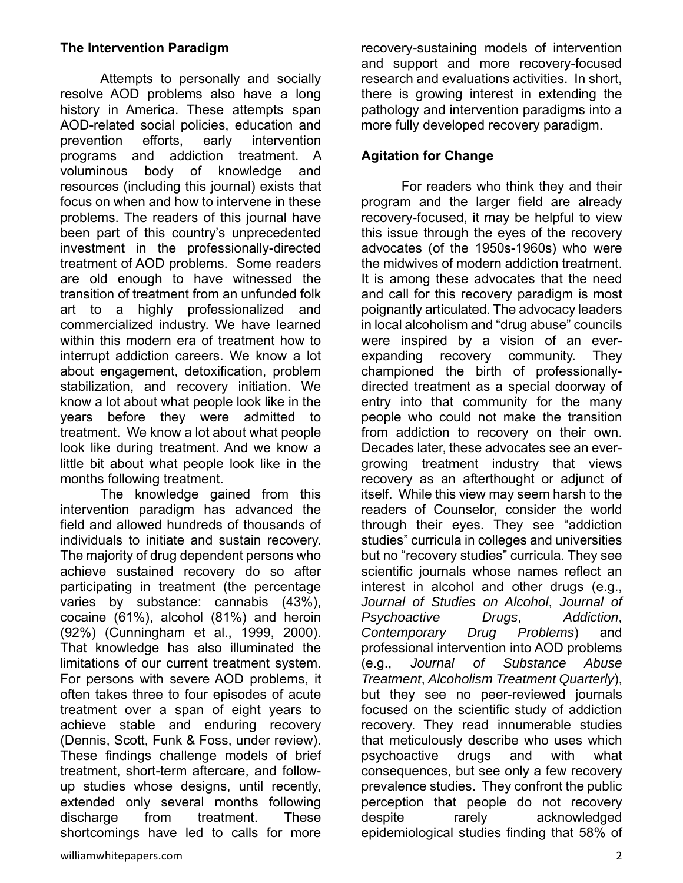### The Intervention Paradigm

Attempts to personally and socially resolve AOD problems also have a long history in America. These attempts span AOD-related social policies, education and prevention efforts, early intervention programs and addiction treatment. A voluminous body of knowledge and resources (including this journal) exists that focus on when and how to intervene in these problems. The readers of this journal have been part of this country's unprecedented investment in the professionally-directed treatment of AOD problems. Some readers are old enough to have witnessed the transition of treatment from an unfunded folk art to a highly professionalized and commercialized industry. We have learned within this modern era of treatment how to interrupt addiction careers. We know a lot about engagement, detoxification, problem stabilization, and recovery initiation. We know a lot about what people look like in the years before they were admitted to treatment. We know a lot about what people look like during treatment. And we know a little bit about what people look like in the months following treatment.

The knowledge gained from this intervention paradigm has advanced the field and allowed hundreds of thousands of individuals to initiate and sustain recovery. The majority of drug dependent persons who achieve sustained recovery do so after participating in treatment (the percentage varies by substance: cannabis (43%), cocaine (61%), alcohol (81%) and heroin (92%) (Cunningham et al., 1999, 2000). That knowledge has also illuminated the limitations of our current treatment system. For persons with severe AOD problems, it often takes three to four episodes of acute treatment over a span of eight years to achieve stable and enduring recovery (Dennis, Scott, Funk & Foss, under review). These findings challenge models of brief treatment, short-term aftercare, and follow-up studies whose designs, until recently, extended only several months following discharge from treatment. These shortcomings have led to calls for more recovery-sustaining models of intervention and support and more recovery-focused research and evaluations activities. In short, there is growing interest in extending the pathology and intervention paradigms into a more fully developed recovery paradigm.

### Agitation for Change

For readers who think they and their program and the larger field are already recovery-focused, it may be helpful to view this issue through the eyes of the recovery advocates (of the 1950s-1960s) who were the midwives of modern addiction treatment. It is among these advocates that the need and call for this recovery paradigm is most poignantly articulated. The advocacy leaders in local alcoholism and "drug abuse" councils were inspired by a vision of an ever-expanding recovery community. They championed the birth of professionally-directed treatment as a special doorway of entry into that community for the many people who could not make the transition from addiction to recovery on their own. Decades later, these advocates see an ever-growing treatment industry that views recovery as an afterthought or adjunct of itself. While this view may seem harsh to the readers of Counselor, consider the world through their eyes. They see "addiction studies" curricula in colleges and universities but no "recovery studies" curricula. They see scientific journals whose names reflect an interest in alcohol and other drugs (e.g., *Journal of Studies on Alcohol*, *Journal of Psychoactive Drugs*, *Addiction*, *Contemporary Drug Problems*) and professional intervention into AOD problems (e.g., *Journal of Substance Abuse Treatment*, *Alcoholism Treatment Quarterly*), but they see no peer-reviewed journals focused on the scientific study of addiction recovery. They read innumerable studies that meticulously describe who uses which psychoactive drugs and with what consequences, but see only a few recovery prevalence studies. They confront the public perception that people do not recovery despite rarely acknowledged epidemiological studies finding that 58% of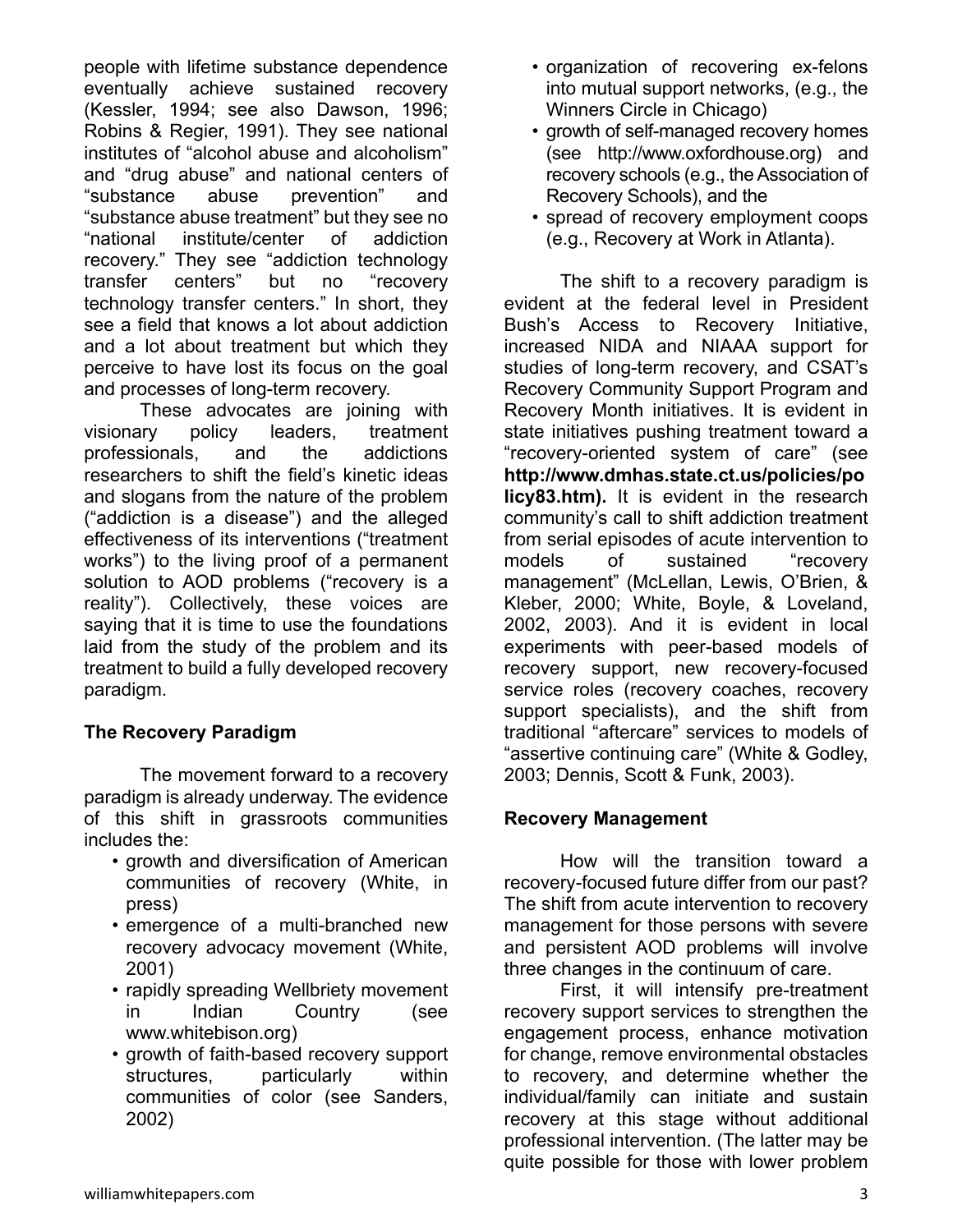people with lifetime substance dependence eventually achieve sustained recovery (Kessler, 1994; see also Dawson, 1996; Robins & Regier, 1991). They see national institutes of "alcohol abuse and alcoholism" and "drug abuse" and national centers of "substance abuse prevention" and "substance abuse treatment" but they see no "national institute/center of addiction recovery." They see "addiction technology transfer centers" but no "recovery technology transfer centers." In short, they see a field that knows a lot about addiction and a lot about treatment but which they perceive to have lost its focus on the goal and processes of long-term recovery.

These advocates are joining with visionary policy leaders, treatment professionals, and the addictions researchers to shift the field's kinetic ideas and slogans from the nature of the problem ("addiction is a disease") and the alleged effectiveness of its interventions ("treatment works") to the living proof of a permanent solution to AOD problems ("recovery is a reality"). Collectively, these voices are saying that it is time to use the foundations laid from the study of the problem and its treatment to build a fully developed recovery paradigm.

**The Recovery Paradigm**

The movement forward to a recovery paradigm is already underway. The evidence of this shift in grassroots communities includes the:

- growth and diversification of American communities of recovery (White, in press)
- emergence of a multi-branched new recovery advocacy movement (White, 2001)
- rapidly spreading Wellbriety movement in Indian Country (see www.whitebison.org)
- growth of faith-based recovery support structures, particularly within communities of color (see Sanders, 2002)
- organization of recovering ex-felons into mutual support networks, (e.g., the Winners Circle in Chicago)
- growth of self-managed recovery homes (see http://www.oxfordhouse.org) and recovery schools (e.g., the Association of Recovery Schools), and the
- spread of recovery employment coops (e.g., Recovery at Work in Atlanta).

The shift to a recovery paradigm is evident at the federal level in President Bush's Access to Recovery Initiative, increased NIDA and NIAAA support for studies of long-term recovery, and CSAT's Recovery Community Support Program and Recovery Month initiatives. It is evident in state initiatives pushing treatment toward a "recovery-oriented system of care" (see **http://www.dmhas.state.ct.us/policies/policy83.htm).** It is evident in the research community's call to shift addiction treatment from serial episodes of acute intervention to models of sustained "recovery management" (McLellan, Lewis, O'Brien, & Kleber, 2000; White, Boyle, & Loveland, 2002, 2003). And it is evident in local experiments with peer-based models of recovery support, new recovery-focused service roles (recovery coaches, recovery support specialists), and the shift from traditional "aftercare" services to models of "assertive continuing care" (White & Godley, 2003; Dennis, Scott & Funk, 2003).

**Recovery Management**

How will the transition toward a recovery-focused future differ from our past? The shift from acute intervention to recovery management for those persons with severe and persistent AOD problems will involve three changes in the continuum of care.

First, it will intensify pre-treatment recovery support services to strengthen the engagement process, enhance motivation for change, remove environmental obstacles to recovery, and determine whether the individual/family can initiate and sustain recovery at this stage without additional professional intervention. (The latter may be quite possible for those with lower problem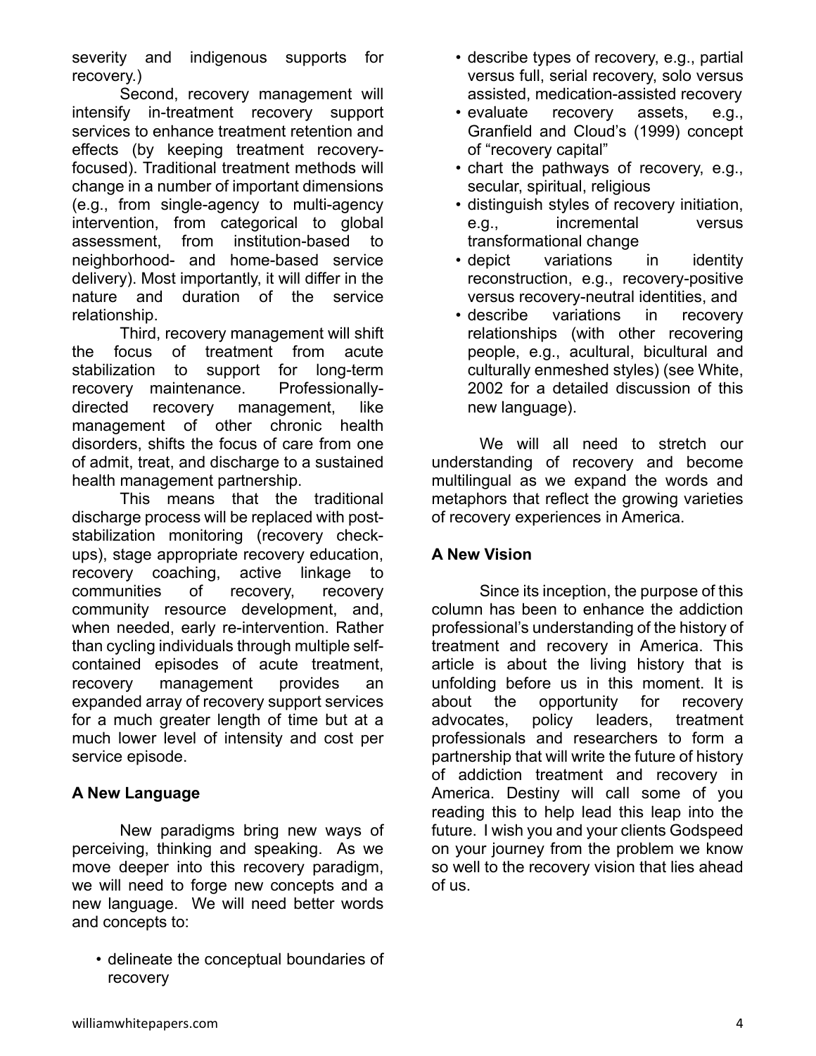severity and indigenous supports for recovery.)

Second, recovery management will intensify in-treatment recovery support services to enhance treatment retention and effects (by keeping treatment recovery-focused). Traditional treatment methods will change in a number of important dimensions (e.g., from single-agency to multi-agency intervention, from categorical to global assessment, from institution-based to neighborhood- and home-based service delivery). Most importantly, it will differ in the nature and duration of the service relationship.

Third, recovery management will shift the focus of treatment from acute stabilization to support for long-term recovery maintenance. Professionally-directed recovery management, like management of other chronic health disorders, shifts the focus of care from one of admit, treat, and discharge to a sustained health management partnership.

This means that the traditional discharge process will be replaced with post-stabilization monitoring (recovery check-ups), stage appropriate recovery education, recovery coaching, active linkage to communities of recovery, recovery community resource development, and, when needed, early re-intervention. Rather than cycling individuals through multiple self-contained episodes of acute treatment, recovery management provides an expanded array of recovery support services for a much greater length of time but at a much lower level of intensity and cost per service episode.

**A New Language**

New paradigms bring new ways of perceiving, thinking and speaking. As we move deeper into this recovery paradigm, we will need to forge new concepts and a new language. We will need better words and concepts to:

- delineate the conceptual boundaries of recovery
- describe types of recovery, e.g., partial versus full, serial recovery, solo versus assisted, medication-assisted recovery
- evaluate recovery assets, e.g., Granfield and Cloud's (1999) concept of "recovery capital"
- chart the pathways of recovery, e.g., secular, spiritual, religious
- distinguish styles of recovery initiation, e.g., incremental versus transformational change
- depict variations in identity reconstruction, e.g., recovery-positive versus recovery-neutral identities, and
- describe variations in recovery relationships (with other recovering people, e.g., acultural, bicultural and culturally enmeshed styles) (see White, 2002 for a detailed discussion of this new language).

We will all need to stretch our understanding of recovery and become multilingual as we expand the words and metaphors that reflect the growing varieties of recovery experiences in America.

**A New Vision**

Since its inception, the purpose of this column has been to enhance the addiction professional's understanding of the history of treatment and recovery in America. This article is about the living history that is unfolding before us in this moment. It is about the opportunity for recovery advocates, policy leaders, treatment professionals and researchers to form a partnership that will write the future of history of addiction treatment and recovery in America. Destiny will call some of you reading this to help lead this leap into the future. I wish you and your clients Godspeed on your journey from the problem we know so well to the recovery vision that lies ahead of us.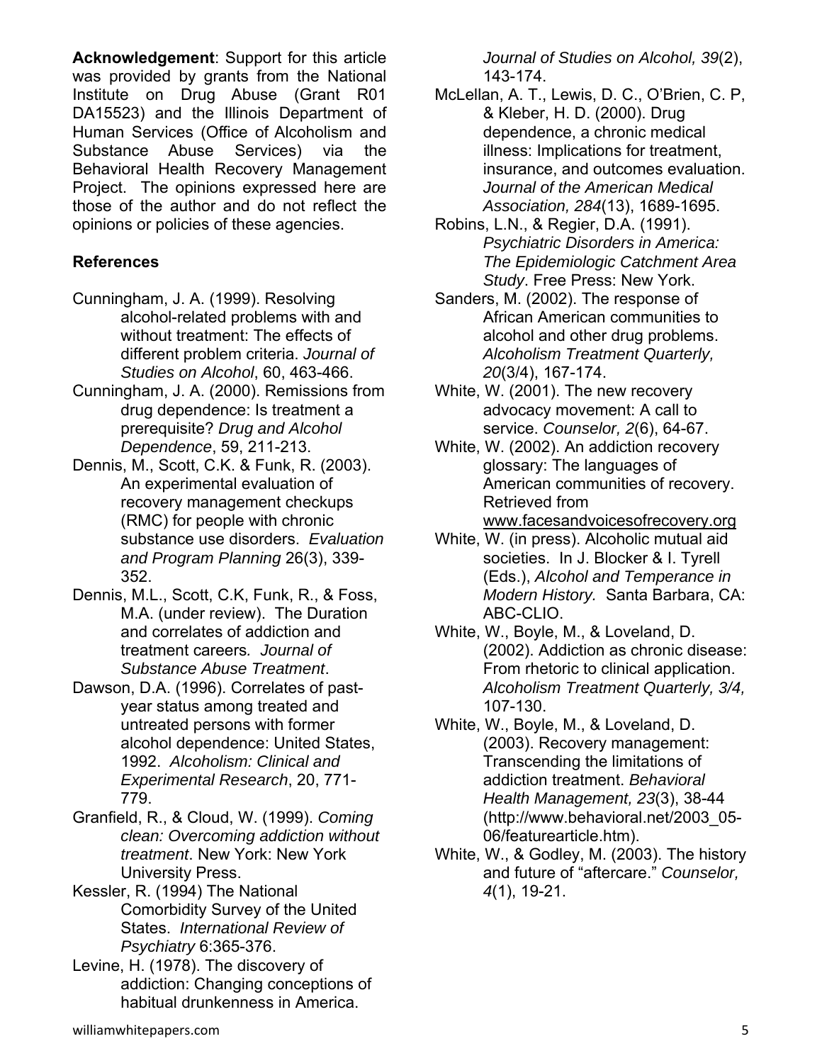**Acknowledgement**: Support for this article was provided by grants from the National Institute on Drug Abuse (Grant R01 DA15523) and the Illinois Department of Human Services (Office of Alcoholism and Substance Abuse Services) via the Behavioral Health Recovery Management Project. The opinions expressed here are those of the author and do not reflect the opinions or policies of these agencies.

**References**

Cunningham, J. A. (1999). Resolving alcohol-related problems with and without treatment: The effects of different problem criteria. *Journal of Studies on Alcohol*, 60, 463-466.

Cunningham, J. A. (2000). Remissions from drug dependence: Is treatment a prerequisite? *Drug and Alcohol Dependence*, 59, 211-213.

Dennis, M., Scott, C.K. & Funk, R. (2003). An experimental evaluation of recovery management checkups (RMC) for people with chronic substance use disorders. *Evaluation and Program Planning* 26(3), 339-352.

Dennis, M.L., Scott, C.K, Funk, R., & Foss, M.A. (under review). The Duration and correlates of addiction and treatment careers. *Journal of Substance Abuse Treatment*.

Dawson, D.A. (1996). Correlates of past-year status among treated and untreated persons with former alcohol dependence: United States, 1992. *Alcoholism: Clinical and Experimental Research*, 20, 771-779.

Granfield, R., & Cloud, W. (1999). *Coming clean: Overcoming addiction without treatment*. New York: New York University Press.

Kessler, R. (1994) The National Comorbidity Survey of the United States. *International Review of Psychiatry* 6:365-376.

Levine, H. (1978). The discovery of addiction: Changing conceptions of habitual drunkenness in America. *Journal of Studies on Alcohol, 39*(2), 143-174.

McLellan, A. T., Lewis, D. C., O'Brien, C. P, & Kleber, H. D. (2000). Drug dependence, a chronic medical illness: Implications for treatment, insurance, and outcomes evaluation. *Journal of the American Medical Association, 284*(13), 1689-1695.

Robins, L.N., & Regier, D.A. (1991). *Psychiatric Disorders in America: The Epidemiologic Catchment Area Study*. Free Press: New York.

Sanders, M. (2002). The response of African American communities to alcohol and other drug problems. *Alcoholism Treatment Quarterly, 20*(3/4), 167-174.

White, W. (2001). The new recovery advocacy movement: A call to service. *Counselor, 2*(6), 64-67.

White, W. (2002). An addiction recovery glossary: The languages of American communities of recovery. Retrieved from www.facesandvoicesofrecovery.org

White, W. (in press). Alcoholic mutual aid societies. In J. Blocker & I. Tyrell (Eds.), *Alcohol and Temperance in Modern History.* Santa Barbara, CA: ABC-CLIO.

White, W., Boyle, M., & Loveland, D. (2002). Addiction as chronic disease: From rhetoric to clinical application. *Alcoholism Treatment Quarterly, 3/4,* 107-130.

White, W., Boyle, M., & Loveland, D. (2003). Recovery management: Transcending the limitations of addiction treatment. *Behavioral Health Management, 23*(3), 38-44 (http://www.behavioral.net/2003_05-06/featurearticle.htm).

White, W., & Godley, M. (2003). The history and future of "aftercare." *Counselor, 4*(1), 19-21.